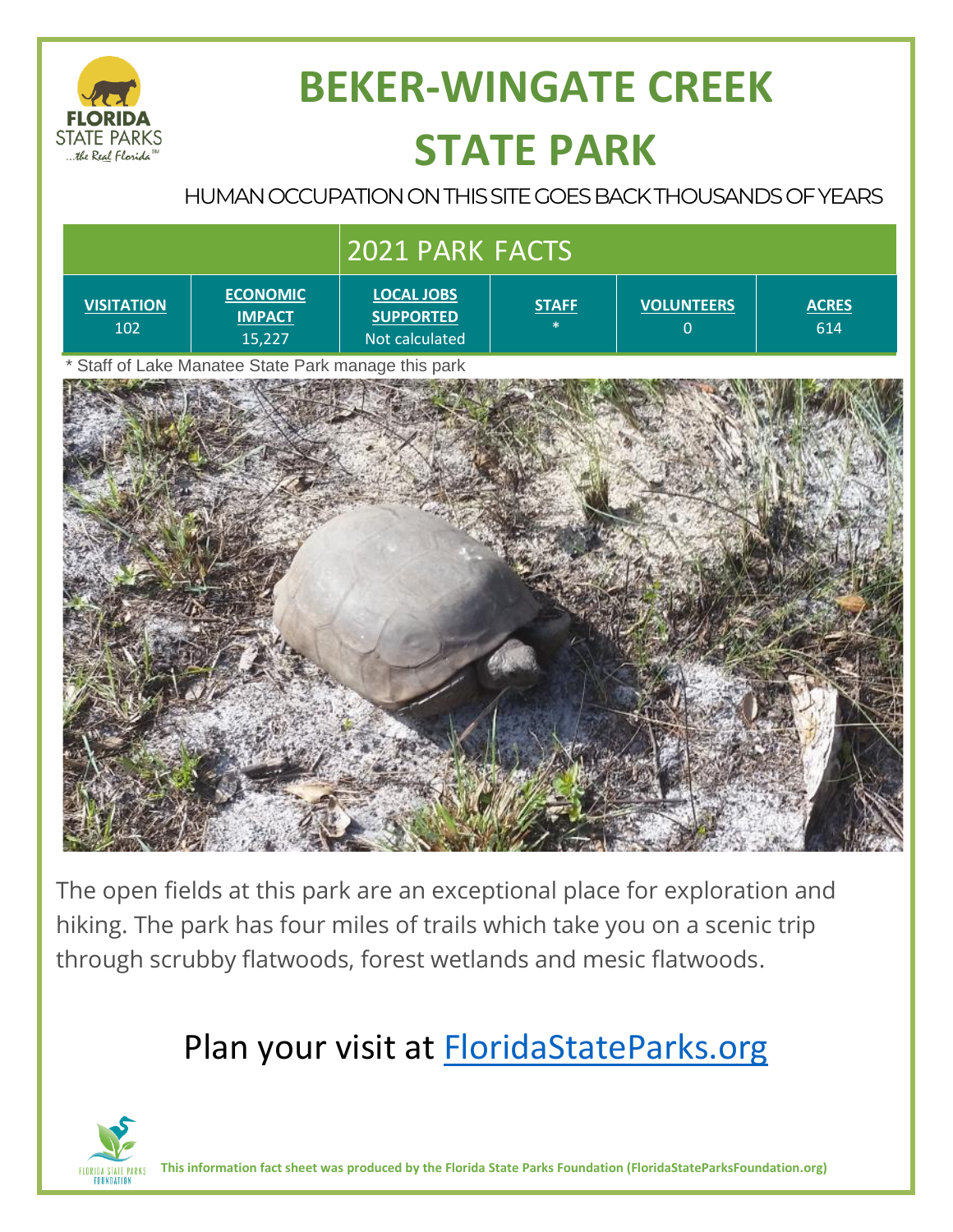# BEKER-WINGATE CREEK STATE PARK

HUMAN OCCUPATION ON THIS SITE GOES BACK THOUSANDS OF YEARS

## 2021 PARK FACTS

| VISITATION | ECONOMIC IMPACT | LOCAL JOBS SUPPORTED | STAFF | VOLUNTEERS | ACRES |
|---|---|---|---|---|---|
| 102 | 15,227 | Not calculated | * | 0 | 614 |

\* Staff of Lake Manatee State Park manage this park

The open fields at this park are an exceptional place for exploration and hiking. The park has four miles of trails which take you on a scenic trip through scrubby flatwoods, forest wetlands and mesic flatwoods.

Plan your visit at [FloridaStateParks.org](https://FloridaStateParks.org)

**This information fact sheet was produced by the Florida State Parks Foundation (FloridaStateParksFoundation.org)**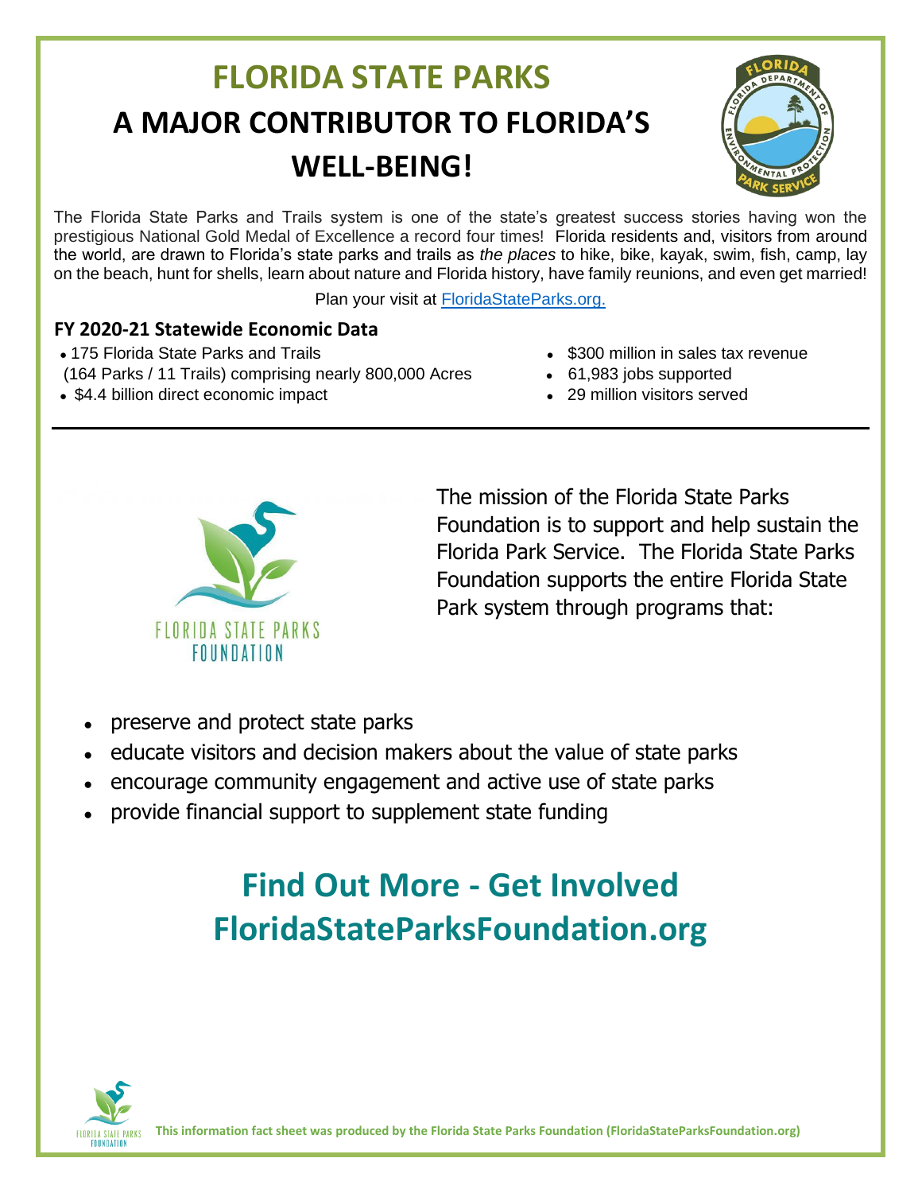# FLORIDA STATE PARKS

## A MAJOR CONTRIBUTOR TO FLORIDA'S WELL-BEING!

The Florida State Parks and Trails system is one of the state's greatest success stories having won the prestigious National Gold Medal of Excellence a record four times! Florida residents and, visitors from around the world, are drawn to Florida's state parks and trails as *the places* to hike, bike, kayak, swim, fish, camp, lay on the beach, hunt for shells, learn about nature and Florida history, have family reunions, and even get married!

Plan your visit at FloridaStateParks.org.

### FY 2020-21 Statewide Economic Data

- 175 Florida State Parks and Trails (164 Parks / 11 Trails) comprising nearly 800,000 Acres
- $4.4 billion direct economic impact
- $300 million in sales tax revenue
- 61,983 jobs supported
- 29 million visitors served

---

FLORIDA STATE PARKS FOUNDATION

The mission of the Florida State Parks Foundation is to support and help sustain the Florida Park Service. The Florida State Parks Foundation supports the entire Florida State Park system through programs that:

- preserve and protect state parks
- educate visitors and decision makers about the value of state parks
- encourage community engagement and active use of state parks
- provide financial support to supplement state funding

## Find Out More - Get Involved FloridaStateParksFoundation.org

**This information fact sheet was produced by the Florida State Parks Foundation (FloridaStateParksFoundation.org)**